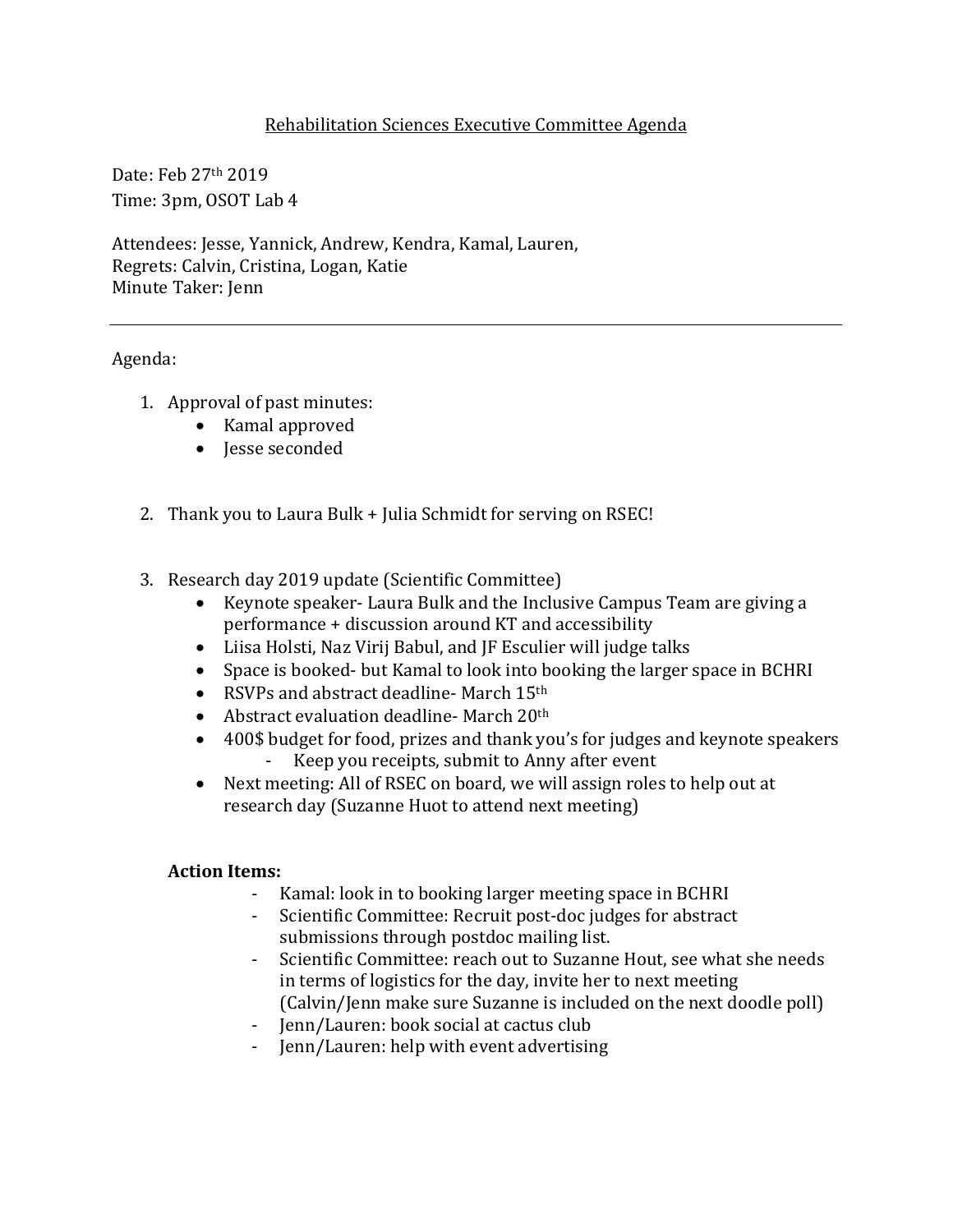# Rehabilitation Sciences Executive Committee Agenda

Date: Feb 27th 2019
Time: 3pm, OSOT Lab 4

Attendees: Jesse, Yannick, Andrew, Kendra, Kamal, Lauren,
Regrets: Calvin, Cristina, Logan, Katie
Minute Taker: Jenn

---

Agenda:

1. Approval of past minutes:
   - Kamal approved
   - Jesse seconded

2. Thank you to Laura Bulk + Julia Schmidt for serving on RSEC!

3. Research day 2019 update (Scientific Committee)
   - Keynote speaker- Laura Bulk and the Inclusive Campus Team are giving a performance + discussion around KT and accessibility
   - Liisa Holsti, Naz Virij Babul, and JF Esculier will judge talks
   - Space is booked- but Kamal to look into booking the larger space in BCHRI
   - RSVPs and abstract deadline- March 15th
   - Abstract evaluation deadline- March 20th
   - 400$ budget for food, prizes and thank you's for judges and keynote speakers
     - Keep you receipts, submit to Anny after event
   - Next meeting: All of RSEC on board, we will assign roles to help out at research day (Suzanne Huot to attend next meeting)

   **Action Items:**
   - Kamal: look in to booking larger meeting space in BCHRI
   - Scientific Committee: Recruit post-doc judges for abstract submissions through postdoc mailing list.
   - Scientific Committee: reach out to Suzanne Hout, see what she needs in terms of logistics for the day, invite her to next meeting (Calvin/Jenn make sure Suzanne is included on the next doodle poll)
   - Jenn/Lauren: book social at cactus club
   - Jenn/Lauren: help with event advertising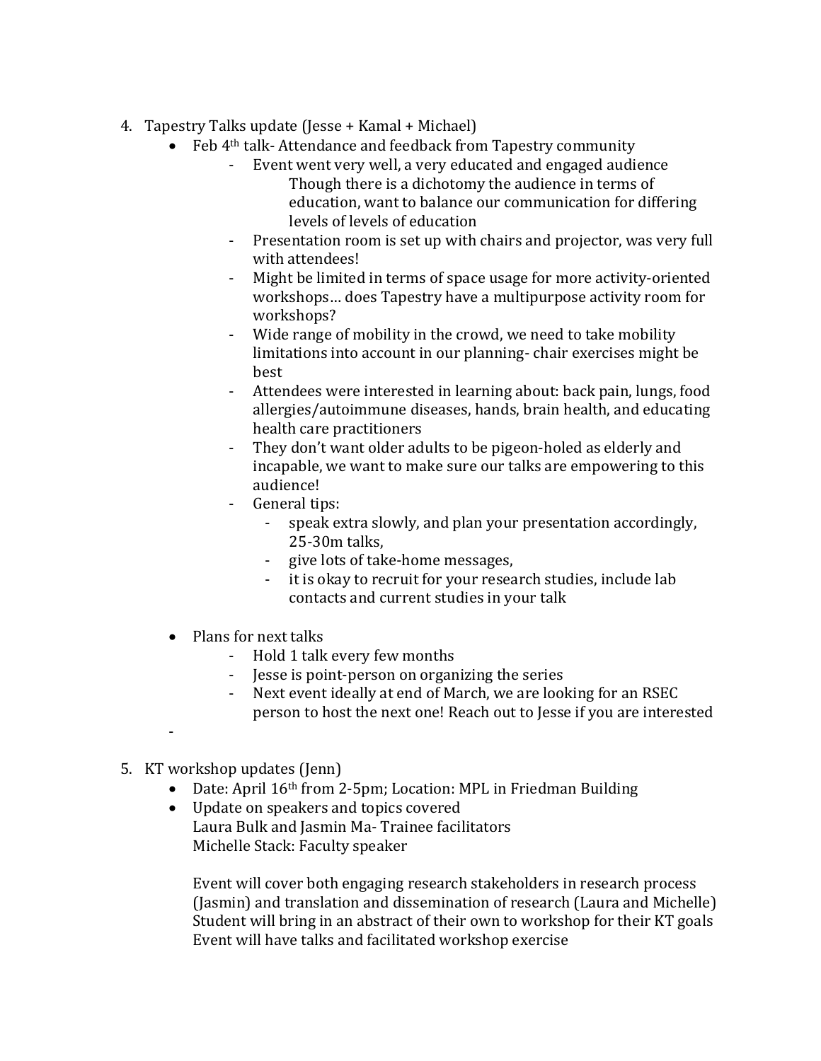4. Tapestry Talks update (Jesse + Kamal + Michael)
    - Feb 4th talk- Attendance and feedback from Tapestry community
        - Event went very well, a very educated and engaged audience
          Though there is a dichotomy the audience in terms of education, want to balance our communication for differing levels of levels of education
        - Presentation room is set up with chairs and projector, was very full with attendees!
        - Might be limited in terms of space usage for more activity-oriented workshops… does Tapestry have a multipurpose activity room for workshops?
        - Wide range of mobility in the crowd, we need to take mobility limitations into account in our planning- chair exercises might be best
        - Attendees were interested in learning about: back pain, lungs, food allergies/autoimmune diseases, hands, brain health, and educating health care practitioners
        - They don't want older adults to be pigeon-holed as elderly and incapable, we want to make sure our talks are empowering to this audience!
        - General tips:
            - speak extra slowly, and plan your presentation accordingly, 25-30m talks,
            - give lots of take-home messages,
            - it is okay to recruit for your research studies, include lab contacts and current studies in your talk
    - Plans for next talks
        - Hold 1 talk every few months
        - Jesse is point-person on organizing the series
        - Next event ideally at end of March, we are looking for an RSEC person to host the next one! Reach out to Jesse if you are interested

-

5. KT workshop updates (Jenn)
    - Date: April 16th from 2-5pm; Location: MPL in Friedman Building
    - Update on speakers and topics covered
      Laura Bulk and Jasmin Ma- Trainee facilitators
      Michelle Stack: Faculty speaker

      Event will cover both engaging research stakeholders in research process (Jasmin) and translation and dissemination of research (Laura and Michelle)
      Student will bring in an abstract of their own to workshop for their KT goals
      Event will have talks and facilitated workshop exercise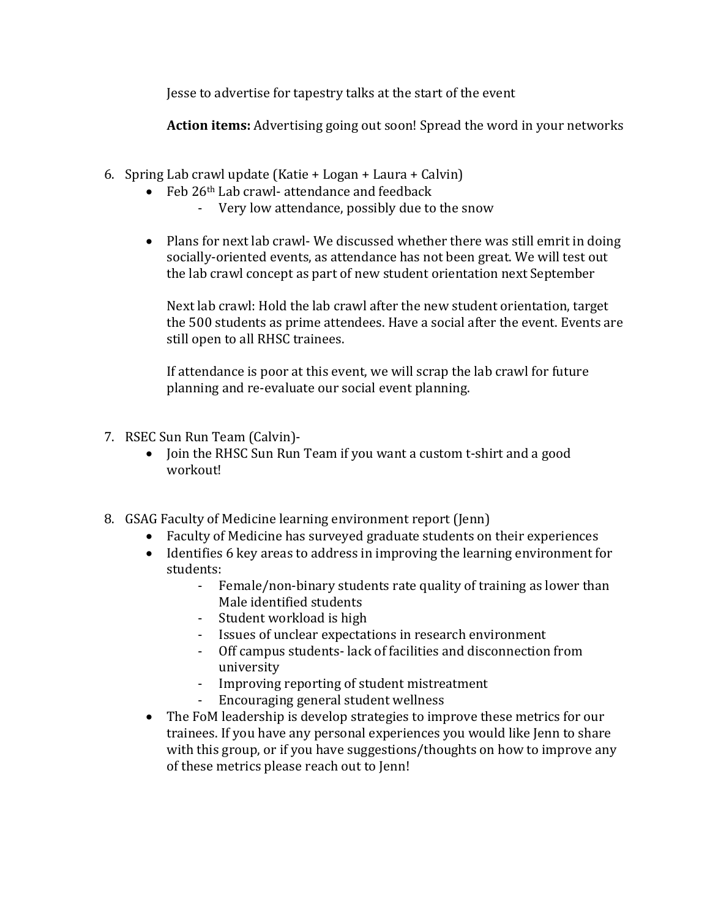Jesse to advertise for tapestry talks at the start of the event

**Action items:** Advertising going out soon! Spread the word in your networks

6. Spring Lab crawl update (Katie + Logan + Laura + Calvin)
   - Feb 26th Lab crawl- attendance and feedback
     - Very low attendance, possibly due to the snow
   - Plans for next lab crawl- We discussed whether there was still emrit in doing socially-oriented events, as attendance has not been great. We will test out the lab crawl concept as part of new student orientation next September

     Next lab crawl: Hold the lab crawl after the new student orientation, target the 500 students as prime attendees. Have a social after the event. Events are still open to all RHSC trainees.

     If attendance is poor at this event, we will scrap the lab crawl for future planning and re-evaluate our social event planning.

7. RSEC Sun Run Team (Calvin)-
   - Join the RHSC Sun Run Team if you want a custom t-shirt and a good workout!

8. GSAG Faculty of Medicine learning environment report (Jenn)
   - Faculty of Medicine has surveyed graduate students on their experiences
   - Identifies 6 key areas to address in improving the learning environment for students:
     - Female/non-binary students rate quality of training as lower than Male identified students
     - Student workload is high
     - Issues of unclear expectations in research environment
     - Off campus students- lack of facilities and disconnection from university
     - Improving reporting of student mistreatment
     - Encouraging general student wellness
   - The FoM leadership is develop strategies to improve these metrics for our trainees. If you have any personal experiences you would like Jenn to share with this group, or if you have suggestions/thoughts on how to improve any of these metrics please reach out to Jenn!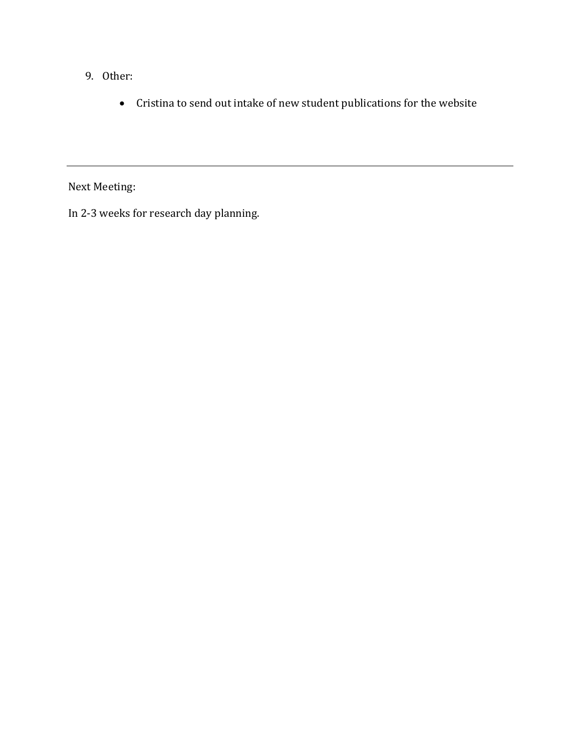9. Other:

   - Cristina to send out intake of new student publications for the website

---

Next Meeting:

In 2-3 weeks for research day planning.